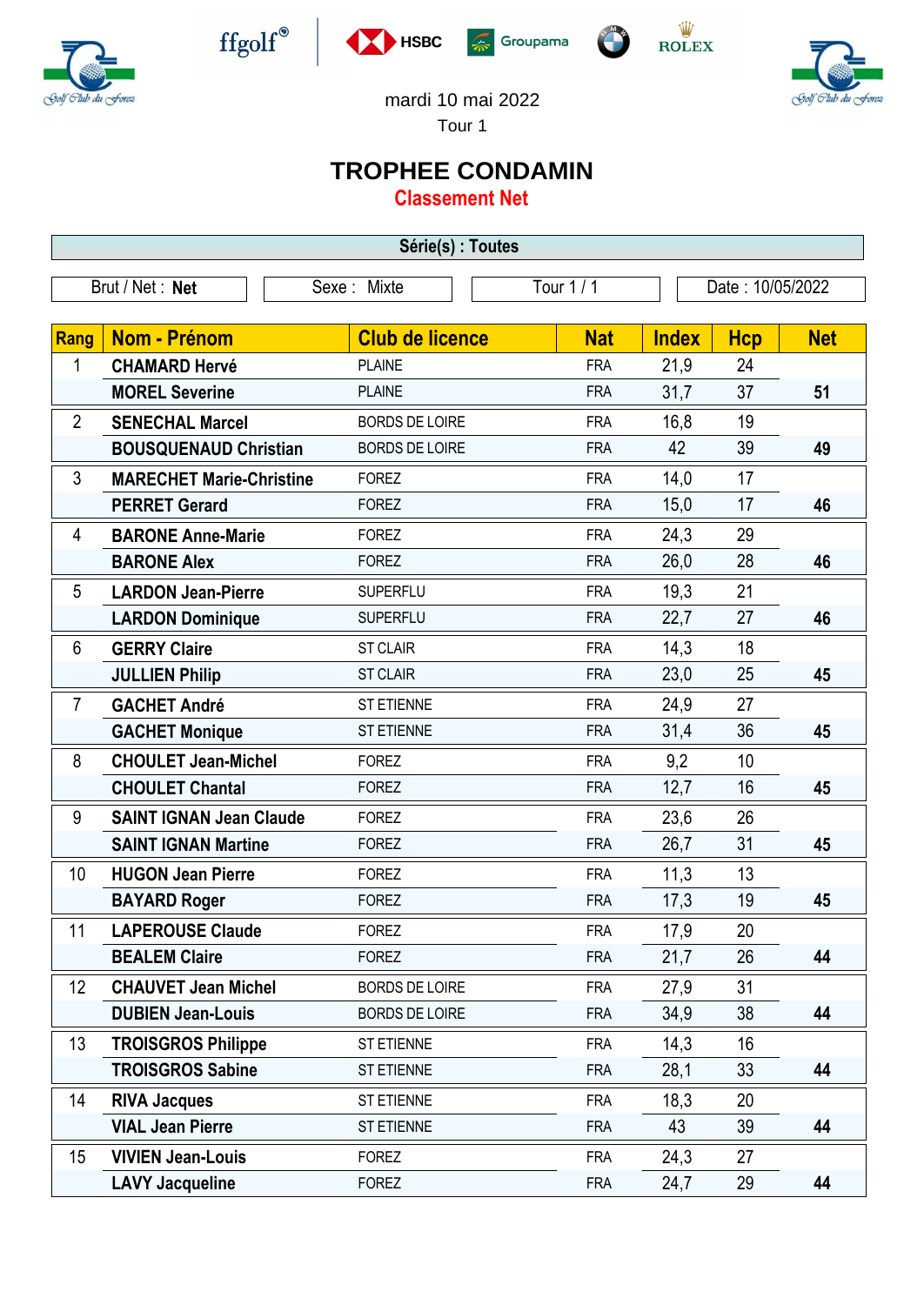mardi 10 mai 2022

Tour 1

# TROPHEE CONDAMIN

## Classement Net

**Série(s) : Toutes**

| Brut / Net : **Net** | Sexe : Mixte | Tour 1 / 1 | Date : 10/05/2022 |
|---|---|---|---|

| Rang | Nom - Prénom | Club de licence | Nat | Index | Hcp | Net |
|---|---|---|---|---|---|---|
| 1 | **CHAMARD Hervé** | PLAINE | FRA | 21,9 | 24 | |
| | **MOREL Severine** | PLAINE | FRA | 31,7 | 37 | **51** |
| 2 | **SENECHAL Marcel** | BORDS DE LOIRE | FRA | 16,8 | 19 | |
| | **BOUSQUENAUD Christian** | BORDS DE LOIRE | FRA | 42 | 39 | **49** |
| 3 | **MARECHET Marie-Christine** | FOREZ | FRA | 14,0 | 17 | |
| | **PERRET Gerard** | FOREZ | FRA | 15,0 | 17 | **46** |
| 4 | **BARONE Anne-Marie** | FOREZ | FRA | 24,3 | 29 | |
| | **BARONE Alex** | FOREZ | FRA | 26,0 | 28 | **46** |
| 5 | **LARDON Jean-Pierre** | SUPERFLU | FRA | 19,3 | 21 | |
| | **LARDON Dominique** | SUPERFLU | FRA | 22,7 | 27 | **46** |
| 6 | **GERRY Claire** | ST CLAIR | FRA | 14,3 | 18 | |
| | **JULLIEN Philip** | ST CLAIR | FRA | 23,0 | 25 | **45** |
| 7 | **GACHET André** | ST ETIENNE | FRA | 24,9 | 27 | |
| | **GACHET Monique** | ST ETIENNE | FRA | 31,4 | 36 | **45** |
| 8 | **CHOULET Jean-Michel** | FOREZ | FRA | 9,2 | 10 | |
| | **CHOULET Chantal** | FOREZ | FRA | 12,7 | 16 | **45** |
| 9 | **SAINT IGNAN Jean Claude** | FOREZ | FRA | 23,6 | 26 | |
| | **SAINT IGNAN Martine** | FOREZ | FRA | 26,7 | 31 | **45** |
| 10 | **HUGON Jean Pierre** | FOREZ | FRA | 11,3 | 13 | |
| | **BAYARD Roger** | FOREZ | FRA | 17,3 | 19 | **45** |
| 11 | **LAPEROUSE Claude** | FOREZ | FRA | 17,9 | 20 | |
| | **BEALEM Claire** | FOREZ | FRA | 21,7 | 26 | **44** |
| 12 | **CHAUVET Jean Michel** | BORDS DE LOIRE | FRA | 27,9 | 31 | |
| | **DUBIEN Jean-Louis** | BORDS DE LOIRE | FRA | 34,9 | 38 | **44** |
| 13 | **TROISGROS Philippe** | ST ETIENNE | FRA | 14,3 | 16 | |
| | **TROISGROS Sabine** | ST ETIENNE | FRA | 28,1 | 33 | **44** |
| 14 | **RIVA Jacques** | ST ETIENNE | FRA | 18,3 | 20 | |
| | **VIAL Jean Pierre** | ST ETIENNE | FRA | 43 | 39 | **44** |
| 15 | **VIVIEN Jean-Louis** | FOREZ | FRA | 24,3 | 27 | |
| | **LAVY Jacqueline** | FOREZ | FRA | 24,7 | 29 | **44** |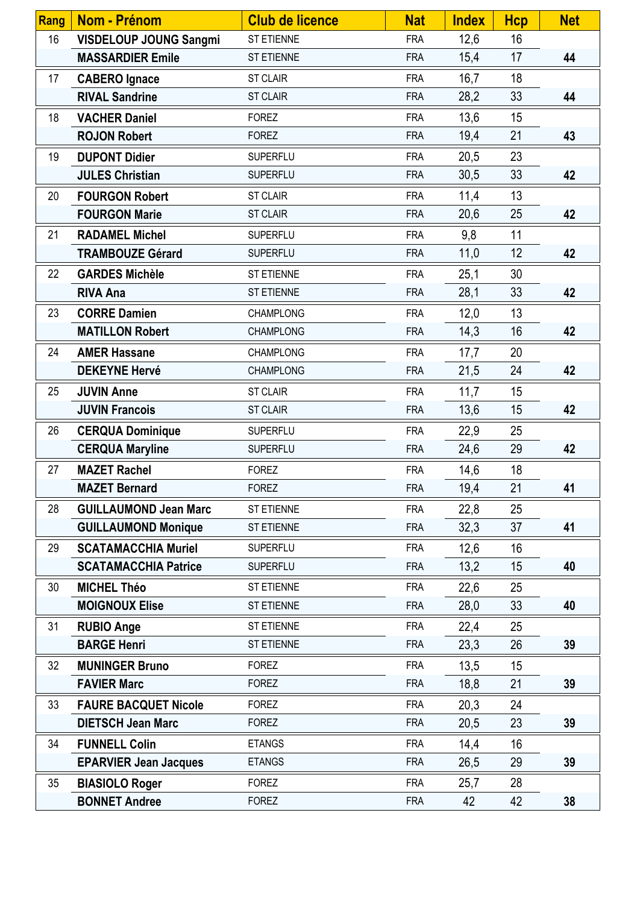| Rang | Nom - Prénom | Club de licence | Nat | Index | Hcp | Net |
|---|---|---|---|---|---|---|
| 16 | **VISDELOUP JOUNG Sangmi** | ST ETIENNE | FRA | 12,6 | 16 | |
| | **MASSARDIER Emile** | ST ETIENNE | FRA | 15,4 | 17 | **44** |
| 17 | **CABERO Ignace** | ST CLAIR | FRA | 16,7 | 18 | |
| | **RIVAL Sandrine** | ST CLAIR | FRA | 28,2 | 33 | **44** |
| 18 | **VACHER Daniel** | FOREZ | FRA | 13,6 | 15 | |
| | **ROJON Robert** | FOREZ | FRA | 19,4 | 21 | **43** |
| 19 | **DUPONT Didier** | SUPERFLU | FRA | 20,5 | 23 | |
| | **JULES Christian** | SUPERFLU | FRA | 30,5 | 33 | **42** |
| 20 | **FOURGON Robert** | ST CLAIR | FRA | 11,4 | 13 | |
| | **FOURGON Marie** | ST CLAIR | FRA | 20,6 | 25 | **42** |
| 21 | **RADAMEL Michel** | SUPERFLU | FRA | 9,8 | 11 | |
| | **TRAMBOUZE Gérard** | SUPERFLU | FRA | 11,0 | 12 | **42** |
| 22 | **GARDES Michèle** | ST ETIENNE | FRA | 25,1 | 30 | |
| | **RIVA Ana** | ST ETIENNE | FRA | 28,1 | 33 | **42** |
| 23 | **CORRE Damien** | CHAMPLONG | FRA | 12,0 | 13 | |
| | **MATILLON Robert** | CHAMPLONG | FRA | 14,3 | 16 | **42** |
| 24 | **AMER Hassane** | CHAMPLONG | FRA | 17,7 | 20 | |
| | **DEKEYNE Hervé** | CHAMPLONG | FRA | 21,5 | 24 | **42** |
| 25 | **JUVIN Anne** | ST CLAIR | FRA | 11,7 | 15 | |
| | **JUVIN Francois** | ST CLAIR | FRA | 13,6 | 15 | **42** |
| 26 | **CERQUA Dominique** | SUPERFLU | FRA | 22,9 | 25 | |
| | **CERQUA Maryline** | SUPERFLU | FRA | 24,6 | 29 | **42** |
| 27 | **MAZET Rachel** | FOREZ | FRA | 14,6 | 18 | |
| | **MAZET Bernard** | FOREZ | FRA | 19,4 | 21 | **41** |
| 28 | **GUILLAUMOND Jean Marc** | ST ETIENNE | FRA | 22,8 | 25 | |
| | **GUILLAUMOND Monique** | ST ETIENNE | FRA | 32,3 | 37 | **41** |
| 29 | **SCATAMACCHIA Muriel** | SUPERFLU | FRA | 12,6 | 16 | |
| | **SCATAMACCHIA Patrice** | SUPERFLU | FRA | 13,2 | 15 | **40** |
| 30 | **MICHEL Théo** | ST ETIENNE | FRA | 22,6 | 25 | |
| | **MOIGNOUX Elise** | ST ETIENNE | FRA | 28,0 | 33 | **40** |
| 31 | **RUBIO Ange** | ST ETIENNE | FRA | 22,4 | 25 | |
| | **BARGE Henri** | ST ETIENNE | FRA | 23,3 | 26 | **39** |
| 32 | **MUNINGER Bruno** | FOREZ | FRA | 13,5 | 15 | |
| | **FAVIER Marc** | FOREZ | FRA | 18,8 | 21 | **39** |
| 33 | **FAURE BACQUET Nicole** | FOREZ | FRA | 20,3 | 24 | |
| | **DIETSCH Jean Marc** | FOREZ | FRA | 20,5 | 23 | **39** |
| 34 | **FUNNELL Colin** | ETANGS | FRA | 14,4 | 16 | |
| | **EPARVIER Jean Jacques** | ETANGS | FRA | 26,5 | 29 | **39** |
| 35 | **BIASIOLO Roger** | FOREZ | FRA | 25,7 | 28 | |
| | **BONNET Andree** | FOREZ | FRA | 42 | 42 | **38** |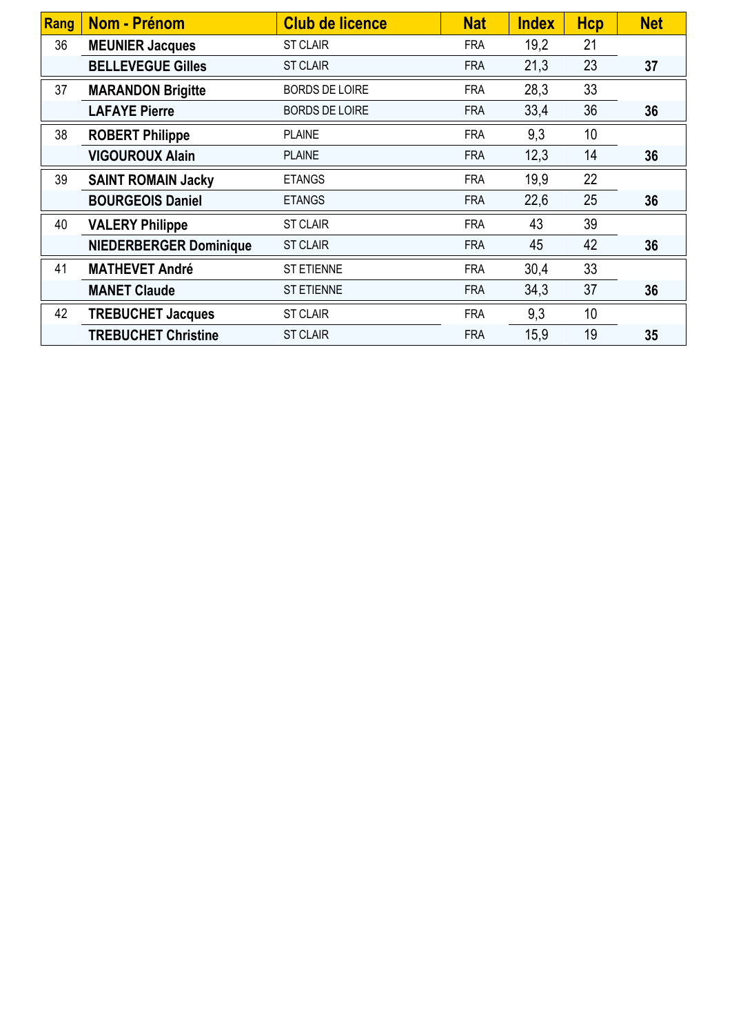| Rang | Nom - Prénom | Club de licence | Nat | Index | Hcp | Net |
|---|---|---|---|---|---|---|
| 36 | **MEUNIER Jacques** | ST CLAIR | FRA | 19,2 | 21 | |
| | **BELLEVEGUE Gilles** | ST CLAIR | FRA | 21,3 | 23 | **37** |
| 37 | **MARANDON Brigitte** | BORDS DE LOIRE | FRA | 28,3 | 33 | |
| | **LAFAYE Pierre** | BORDS DE LOIRE | FRA | 33,4 | 36 | **36** |
| 38 | **ROBERT Philippe** | PLAINE | FRA | 9,3 | 10 | |
| | **VIGOUROUX Alain** | PLAINE | FRA | 12,3 | 14 | **36** |
| 39 | **SAINT ROMAIN Jacky** | ETANGS | FRA | 19,9 | 22 | |
| | **BOURGEOIS Daniel** | ETANGS | FRA | 22,6 | 25 | **36** |
| 40 | **VALERY Philippe** | ST CLAIR | FRA | 43 | 39 | |
| | **NIEDERBERGER Dominique** | ST CLAIR | FRA | 45 | 42 | **36** |
| 41 | **MATHEVET André** | ST ETIENNE | FRA | 30,4 | 33 | |
| | **MANET Claude** | ST ETIENNE | FRA | 34,3 | 37 | **36** |
| 42 | **TREBUCHET Jacques** | ST CLAIR | FRA | 9,3 | 10 | |
| | **TREBUCHET Christine** | ST CLAIR | FRA | 15,9 | 19 | **35** |